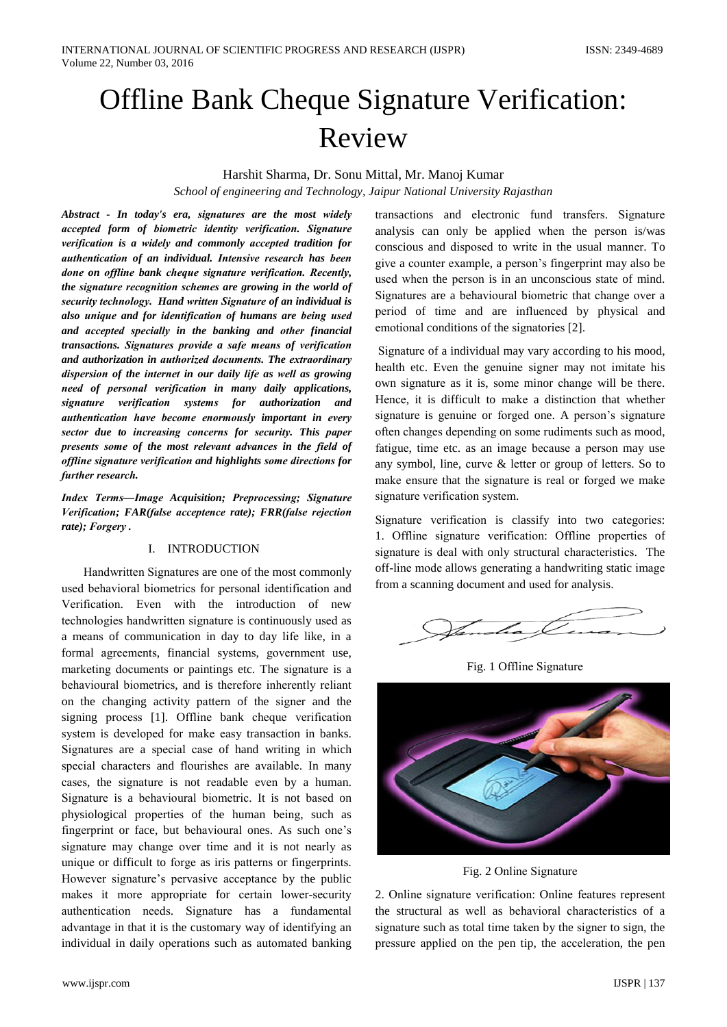# Offline Bank Cheque Signature Verification: Review

Harshit Sharma, Dr. Sonu Mittal, Mr. Manoj Kumar

*School of engineering and Technology, Jaipur National University Rajasthan*

***Abstract - In today's era, signatures are the most widely accepted form of biometric identity verification. Signature verification is a widely and commonly accepted tradition for authentication of an individual. Intensive research has been done on offline bank cheque signature verification. Recently, the signature recognition schemes are growing in the world of security technology. Hand written Signature of an individual is also unique and for identification of humans are being used and accepted specially in the banking and other financial transactions. Signatures provide a safe means of verification and authorization in authorized documents. The extraordinary dispersion of the internet in our daily life as well as growing need of personal verification in many daily applications, signature verification systems for authorization and authentication have become enormously important in every sector due to increasing concerns for security. This paper presents some of the most relevant advances in the field of offline signature verification and highlights some directions for further research.***

***Index Terms—Image Acquisition; Preprocessing; Signature Verification; FAR(false acceptence rate); FRR(false rejection rate); Forgery .***

## I. INTRODUCTION

Handwritten Signatures are one of the most commonly used behavioral biometrics for personal identification and Verification. Even with the introduction of new technologies handwritten signature is continuously used as a means of communication in day to day life like, in a formal agreements, financial systems, government use, marketing documents or paintings etc. The signature is a behavioural biometrics, and is therefore inherently reliant on the changing activity pattern of the signer and the signing process [1]. Offline bank cheque verification system is developed for make easy transaction in banks. Signatures are a special case of hand writing in which special characters and flourishes are available. In many cases, the signature is not readable even by a human. Signature is a behavioural biometric. It is not based on physiological properties of the human being, such as fingerprint or face, but behavioural ones. As such one's signature may change over time and it is not nearly as unique or difficult to forge as iris patterns or fingerprints. However signature's pervasive acceptance by the public makes it more appropriate for certain lower-security authentication needs. Signature has a fundamental advantage in that it is the customary way of identifying an individual in daily operations such as automated banking transactions and electronic fund transfers. Signature analysis can only be applied when the person is/was conscious and disposed to write in the usual manner. To give a counter example, a person's fingerprint may also be used when the person is in an unconscious state of mind. Signatures are a behavioural biometric that change over a period of time and are influenced by physical and emotional conditions of the signatories [2].

Signature of a individual may vary according to his mood, health etc. Even the genuine signer may not imitate his own signature as it is, some minor change will be there. Hence, it is difficult to make a distinction that whether signature is genuine or forged one. A person's signature often changes depending on some rudiments such as mood, fatigue, time etc. as an image because a person may use any symbol, line, curve & letter or group of letters. So to make ensure that the signature is real or forged we make signature verification system.

Signature verification is classify into two categories:
1. Offline signature verification: Offline properties of signature is deal with only structural characteristics. The off-line mode allows generating a handwriting static image from a scanning document and used for analysis.

Fig. 1 Offline Signature

Fig. 2 Online Signature

2. Online signature verification: Online features represent the structural as well as behavioral characteristics of a signature such as total time taken by the signer to sign, the pressure applied on the pen tip, the acceleration, the pen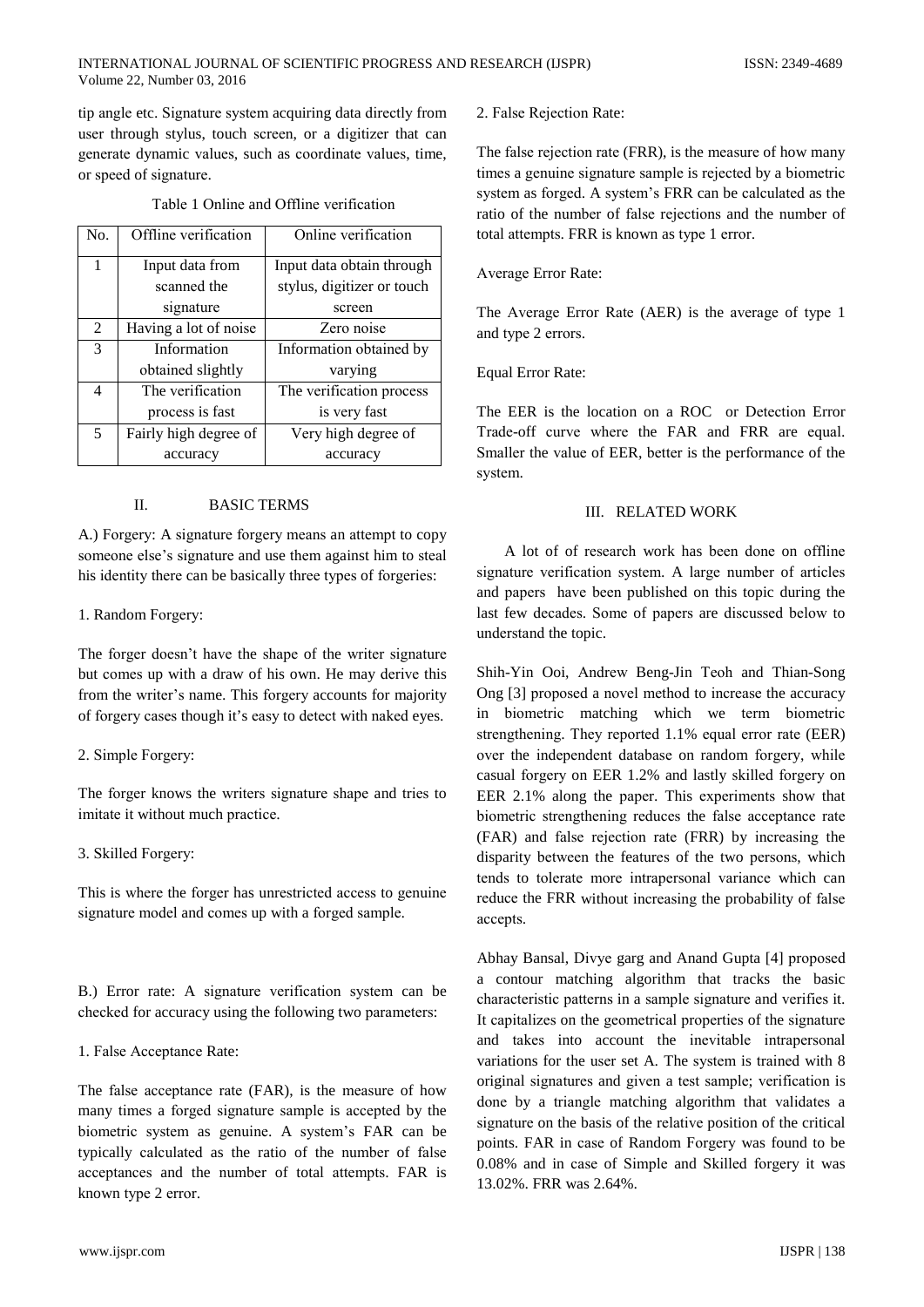tip angle etc. Signature system acquiring data directly from user through stylus, touch screen, or a digitizer that can generate dynamic values, such as coordinate values, time, or speed of signature.

Table 1 Online and Offline verification

| No. | Offline verification | Online verification |
|---|---|---|
| 1 | Input data from scanned the signature | Input data obtain through stylus, digitizer or touch screen |
| 2 | Having a lot of noise | Zero noise |
| 3 | Information obtained slightly | Information obtained by varying |
| 4 | The verification process is fast | The verification process is very fast |
| 5 | Fairly high degree of accuracy | Very high degree of accuracy |

## II. BASIC TERMS

A.) Forgery: A signature forgery means an attempt to copy someone else's signature and use them against him to steal his identity there can be basically three types of forgeries:

1. Random Forgery:

The forger doesn't have the shape of the writer signature but comes up with a draw of his own. He may derive this from the writer's name. This forgery accounts for majority of forgery cases though it's easy to detect with naked eyes.

2. Simple Forgery:

The forger knows the writers signature shape and tries to imitate it without much practice.

3. Skilled Forgery:

This is where the forger has unrestricted access to genuine signature model and comes up with a forged sample.

B.) Error rate: A signature verification system can be checked for accuracy using the following two parameters:

1. False Acceptance Rate:

The false acceptance rate (FAR), is the measure of how many times a forged signature sample is accepted by the biometric system as genuine. A system's FAR can be typically calculated as the ratio of the number of false acceptances and the number of total attempts. FAR is known type 2 error.

2. False Rejection Rate:

The false rejection rate (FRR), is the measure of how many times a genuine signature sample is rejected by a biometric system as forged. A system's FRR can be calculated as the ratio of the number of false rejections and the number of total attempts. FRR is known as type 1 error.

Average Error Rate:

The Average Error Rate (AER) is the average of type 1 and type 2 errors.

Equal Error Rate:

The EER is the location on a ROC or Detection Error Trade-off curve where the FAR and FRR are equal. Smaller the value of EER, better is the performance of the system.

## III. RELATED WORK

A lot of of research work has been done on offline signature verification system. A large number of articles and papers have been published on this topic during the last few decades. Some of papers are discussed below to understand the topic.

Shih-Yin Ooi, Andrew Beng-Jin Teoh and Thian-Song Ong [3] proposed a novel method to increase the accuracy in biometric matching which we term biometric strengthening. They reported 1.1% equal error rate (EER) over the independent database on random forgery, while casual forgery on EER 1.2% and lastly skilled forgery on EER 2.1% along the paper. This experiments show that biometric strengthening reduces the false acceptance rate (FAR) and false rejection rate (FRR) by increasing the disparity between the features of the two persons, which tends to tolerate more intrapersonal variance which can reduce the FRR without increasing the probability of false accepts.

Abhay Bansal, Divye garg and Anand Gupta [4] proposed a contour matching algorithm that tracks the basic characteristic patterns in a sample signature and verifies it. It capitalizes on the geometrical properties of the signature and takes into account the inevitable intrapersonal variations for the user set A. The system is trained with 8 original signatures and given a test sample; verification is done by a triangle matching algorithm that validates a signature on the basis of the relative position of the critical points. FAR in case of Random Forgery was found to be 0.08% and in case of Simple and Skilled forgery it was 13.02%. FRR was 2.64%.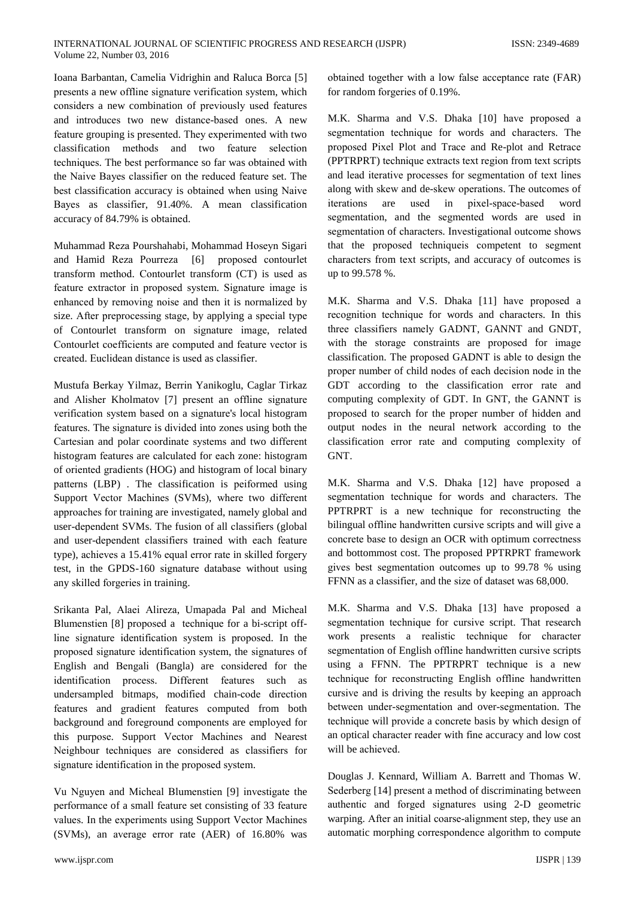Ioana Barbantan, Camelia Vidrighin and Raluca Borca [5] presents a new offline signature verification system, which considers a new combination of previously used features and introduces two new distance-based ones. A new feature grouping is presented. They experimented with two classification methods and two feature selection techniques. The best performance so far was obtained with the Naive Bayes classifier on the reduced feature set. The best classification accuracy is obtained when using Naive Bayes as classifier, 91.40%. A mean classification accuracy of 84.79% is obtained.

Muhammad Reza Pourshahabi, Mohammad Hoseyn Sigari and Hamid Reza Pourreza [6] proposed contourlet transform method. Contourlet transform (CT) is used as feature extractor in proposed system. Signature image is enhanced by removing noise and then it is normalized by size. After preprocessing stage, by applying a special type of Contourlet transform on signature image, related Contourlet coefficients are computed and feature vector is created. Euclidean distance is used as classifier.

Mustufa Berkay Yilmaz, Berrin Yanikoglu, Caglar Tirkaz and Alisher Kholmatov [7] present an offline signature verification system based on a signature's local histogram features. The signature is divided into zones using both the Cartesian and polar coordinate systems and two different histogram features are calculated for each zone: histogram of oriented gradients (HOG) and histogram of local binary patterns (LBP) . The classification is peiformed using Support Vector Machines (SVMs), where two different approaches for training are investigated, namely global and user-dependent SVMs. The fusion of all classifiers (global and user-dependent classifiers trained with each feature type), achieves a 15.41% equal error rate in skilled forgery test, in the GPDS-160 signature database without using any skilled forgeries in training.

Srikanta Pal, Alaei Alireza, Umapada Pal and Micheal Blumenstien [8] proposed a technique for a bi-script off-line signature identification system is proposed. In the proposed signature identification system, the signatures of English and Bengali (Bangla) are considered for the identification process. Different features such as undersampled bitmaps, modified chain-code direction features and gradient features computed from both background and foreground components are employed for this purpose. Support Vector Machines and Nearest Neighbour techniques are considered as classifiers for signature identification in the proposed system.

Vu Nguyen and Micheal Blumenstien [9] investigate the performance of a small feature set consisting of 33 feature values. In the experiments using Support Vector Machines (SVMs), an average error rate (AER) of 16.80% was obtained together with a low false acceptance rate (FAR) for random forgeries of 0.19%.

M.K. Sharma and V.S. Dhaka [10] have proposed a segmentation technique for words and characters. The proposed Pixel Plot and Trace and Re-plot and Retrace (PPTRPRT) technique extracts text region from text scripts and lead iterative processes for segmentation of text lines along with skew and de-skew operations. The outcomes of iterations are used in pixel-space-based word segmentation, and the segmented words are used in segmentation of characters. Investigational outcome shows that the proposed techniqueis competent to segment characters from text scripts, and accuracy of outcomes is up to 99.578 %.

M.K. Sharma and V.S. Dhaka [11] have proposed a recognition technique for words and characters. In this three classifiers namely GADNT, GANNT and GNDT, with the storage constraints are proposed for image classification. The proposed GADNT is able to design the proper number of child nodes of each decision node in the GDT according to the classification error rate and computing complexity of GDT. In GNT, the GANNT is proposed to search for the proper number of hidden and output nodes in the neural network according to the classification error rate and computing complexity of GNT.

M.K. Sharma and V.S. Dhaka [12] have proposed a segmentation technique for words and characters. The PPTRPRT is a new technique for reconstructing the bilingual offline handwritten cursive scripts and will give a concrete base to design an OCR with optimum correctness and bottommost cost. The proposed PPTRPRT framework gives best segmentation outcomes up to 99.78 % using FFNN as a classifier, and the size of dataset was 68,000.

M.K. Sharma and V.S. Dhaka [13] have proposed a segmentation technique for cursive script. That research work presents a realistic technique for character segmentation of English offline handwritten cursive scripts using a FFNN. The PPTRPRT technique is a new technique for reconstructing English offline handwritten cursive and is driving the results by keeping an approach between under-segmentation and over-segmentation. The technique will provide a concrete basis by which design of an optical character reader with fine accuracy and low cost will be achieved.

Douglas J. Kennard, William A. Barrett and Thomas W. Sederberg [14] present a method of discriminating between authentic and forged signatures using 2-D geometric warping. After an initial coarse-alignment step, they use an automatic morphing correspondence algorithm to compute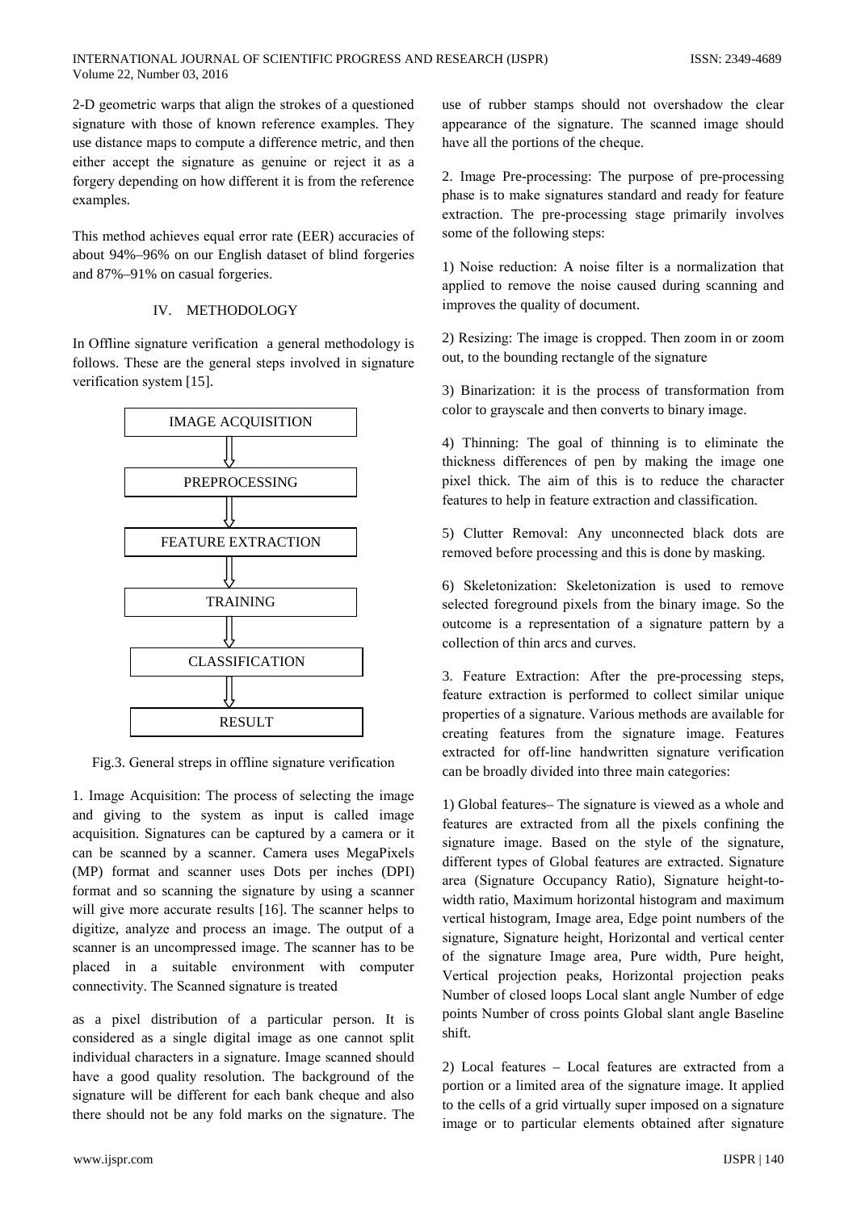2-D geometric warps that align the strokes of a questioned signature with those of known reference examples. They use distance maps to compute a difference metric, and then either accept the signature as genuine or reject it as a forgery depending on how different it is from the reference examples.

This method achieves equal error rate (EER) accuracies of about 94%–96% on our English dataset of blind forgeries and 87%–91% on casual forgeries.

## IV. METHODOLOGY

In Offline signature verification a general methodology is follows. These are the general steps involved in signature verification system [15].

IMAGE ACQUISITION → PREPROCESSING → FEATURE EXTRACTION → TRAINING → CLASSIFICATION → RESULT

Fig.3. General streps in offline signature verification

1. Image Acquisition: The process of selecting the image and giving to the system as input is called image acquisition. Signatures can be captured by a camera or it can be scanned by a scanner. Camera uses MegaPixels (MP) format and scanner uses Dots per inches (DPI) format and so scanning the signature by using a scanner will give more accurate results [16]. The scanner helps to digitize, analyze and process an image. The output of a scanner is an uncompressed image. The scanner has to be placed in a suitable environment with computer connectivity. The Scanned signature is treated

as a pixel distribution of a particular person. It is considered as a single digital image as one cannot split individual characters in a signature. Image scanned should have a good quality resolution. The background of the signature will be different for each bank cheque and also there should not be any fold marks on the signature. The use of rubber stamps should not overshadow the clear appearance of the signature. The scanned image should have all the portions of the cheque.

2. Image Pre-processing: The purpose of pre-processing phase is to make signatures standard and ready for feature extraction. The pre-processing stage primarily involves some of the following steps:

1) Noise reduction: A noise filter is a normalization that applied to remove the noise caused during scanning and improves the quality of document.

2) Resizing: The image is cropped. Then zoom in or zoom out, to the bounding rectangle of the signature

3) Binarization: it is the process of transformation from color to grayscale and then converts to binary image.

4) Thinning: The goal of thinning is to eliminate the thickness differences of pen by making the image one pixel thick. The aim of this is to reduce the character features to help in feature extraction and classification.

5) Clutter Removal: Any unconnected black dots are removed before processing and this is done by masking.

6) Skeletonization: Skeletonization is used to remove selected foreground pixels from the binary image. So the outcome is a representation of a signature pattern by a collection of thin arcs and curves.

3. Feature Extraction: After the pre-processing steps, feature extraction is performed to collect similar unique properties of a signature. Various methods are available for creating features from the signature image. Features extracted for off-line handwritten signature verification can be broadly divided into three main categories:

1) Global features– The signature is viewed as a whole and features are extracted from all the pixels confining the signature image. Based on the style of the signature, different types of Global features are extracted. Signature area (Signature Occupancy Ratio), Signature height-to-width ratio, Maximum horizontal histogram and maximum vertical histogram, Image area, Edge point numbers of the signature, Signature height, Horizontal and vertical center of the signature Image area, Pure width, Pure height, Vertical projection peaks, Horizontal projection peaks Number of closed loops Local slant angle Number of edge points Number of cross points Global slant angle Baseline shift.

2) Local features – Local features are extracted from a portion or a limited area of the signature image. It applied to the cells of a grid virtually super imposed on a signature image or to particular elements obtained after signature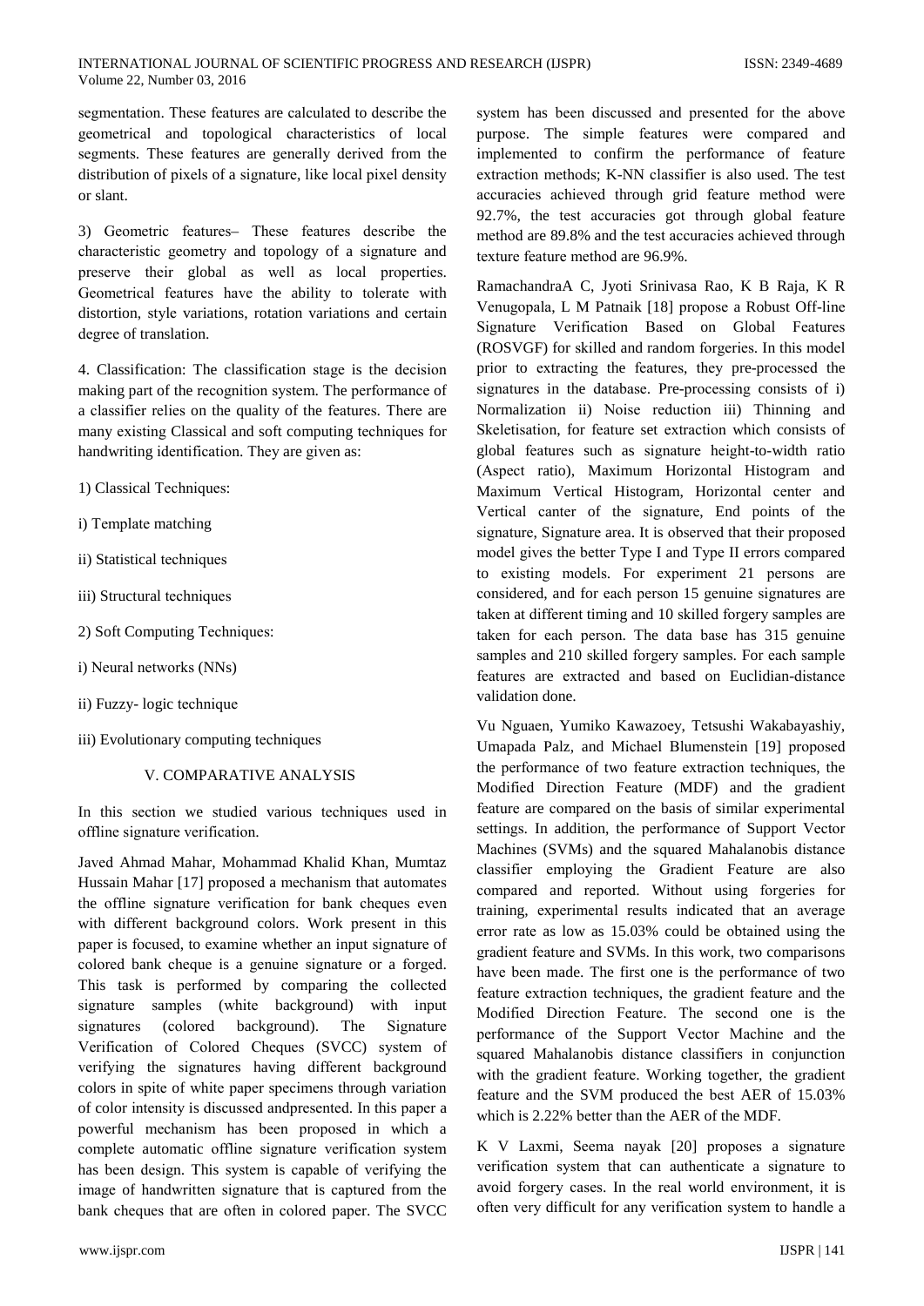segmentation. These features are calculated to describe the geometrical and topological characteristics of local segments. These features are generally derived from the distribution of pixels of a signature, like local pixel density or slant.

3) Geometric features– These features describe the characteristic geometry and topology of a signature and preserve their global as well as local properties. Geometrical features have the ability to tolerate with distortion, style variations, rotation variations and certain degree of translation.

4. Classification: The classification stage is the decision making part of the recognition system. The performance of a classifier relies on the quality of the features. There are many existing Classical and soft computing techniques for handwriting identification. They are given as:

1) Classical Techniques:

i) Template matching

ii) Statistical techniques

iii) Structural techniques

2) Soft Computing Techniques:

i) Neural networks (NNs)

ii) Fuzzy- logic technique

iii) Evolutionary computing techniques

## V. COMPARATIVE ANALYSIS

In this section we studied various techniques used in offline signature verification.

Javed Ahmad Mahar, Mohammad Khalid Khan, Mumtaz Hussain Mahar [17] proposed a mechanism that automates the offline signature verification for bank cheques even with different background colors. Work present in this paper is focused, to examine whether an input signature of colored bank cheque is a genuine signature or a forged. This task is performed by comparing the collected signature samples (white background) with input signatures (colored background). The Signature Verification of Colored Cheques (SVCC) system of verifying the signatures having different background colors in spite of white paper specimens through variation of color intensity is discussed andpresented. In this paper a powerful mechanism has been proposed in which a complete automatic offline signature verification system has been design. This system is capable of verifying the image of handwritten signature that is captured from the bank cheques that are often in colored paper. The SVCC system has been discussed and presented for the above purpose. The simple features were compared and implemented to confirm the performance of feature extraction methods; K-NN classifier is also used. The test accuracies achieved through grid feature method were 92.7%, the test accuracies got through global feature method are 89.8% and the test accuracies achieved through texture feature method are 96.9%.

RamachandraA C, Jyoti Srinivasa Rao, K B Raja, K R Venugopala, L M Patnaik [18] propose a Robust Off-line Signature Verification Based on Global Features (ROSVGF) for skilled and random forgeries. In this model prior to extracting the features, they pre-processed the signatures in the database. Pre-processing consists of i) Normalization ii) Noise reduction iii) Thinning and Skeletisation, for feature set extraction which consists of global features such as signature height-to-width ratio (Aspect ratio), Maximum Horizontal Histogram and Maximum Vertical Histogram, Horizontal center and Vertical canter of the signature, End points of the signature, Signature area. It is observed that their proposed model gives the better Type I and Type II errors compared to existing models. For experiment 21 persons are considered, and for each person 15 genuine signatures are taken at different timing and 10 skilled forgery samples are taken for each person. The data base has 315 genuine samples and 210 skilled forgery samples. For each sample features are extracted and based on Euclidian-distance validation done.

Vu Nguaen, Yumiko Kawazoey, Tetsushi Wakabayashiy, Umapada Palz, and Michael Blumenstein [19] proposed the performance of two feature extraction techniques, the Modified Direction Feature (MDF) and the gradient feature are compared on the basis of similar experimental settings. In addition, the performance of Support Vector Machines (SVMs) and the squared Mahalanobis distance classifier employing the Gradient Feature are also compared and reported. Without using forgeries for training, experimental results indicated that an average error rate as low as 15.03% could be obtained using the gradient feature and SVMs. In this work, two comparisons have been made. The first one is the performance of two feature extraction techniques, the gradient feature and the Modified Direction Feature. The second one is the performance of the Support Vector Machine and the squared Mahalanobis distance classifiers in conjunction with the gradient feature. Working together, the gradient feature and the SVM produced the best AER of 15.03% which is 2.22% better than the AER of the MDF.

K V Laxmi, Seema nayak [20] proposes a signature verification system that can authenticate a signature to avoid forgery cases. In the real world environment, it is often very difficult for any verification system to handle a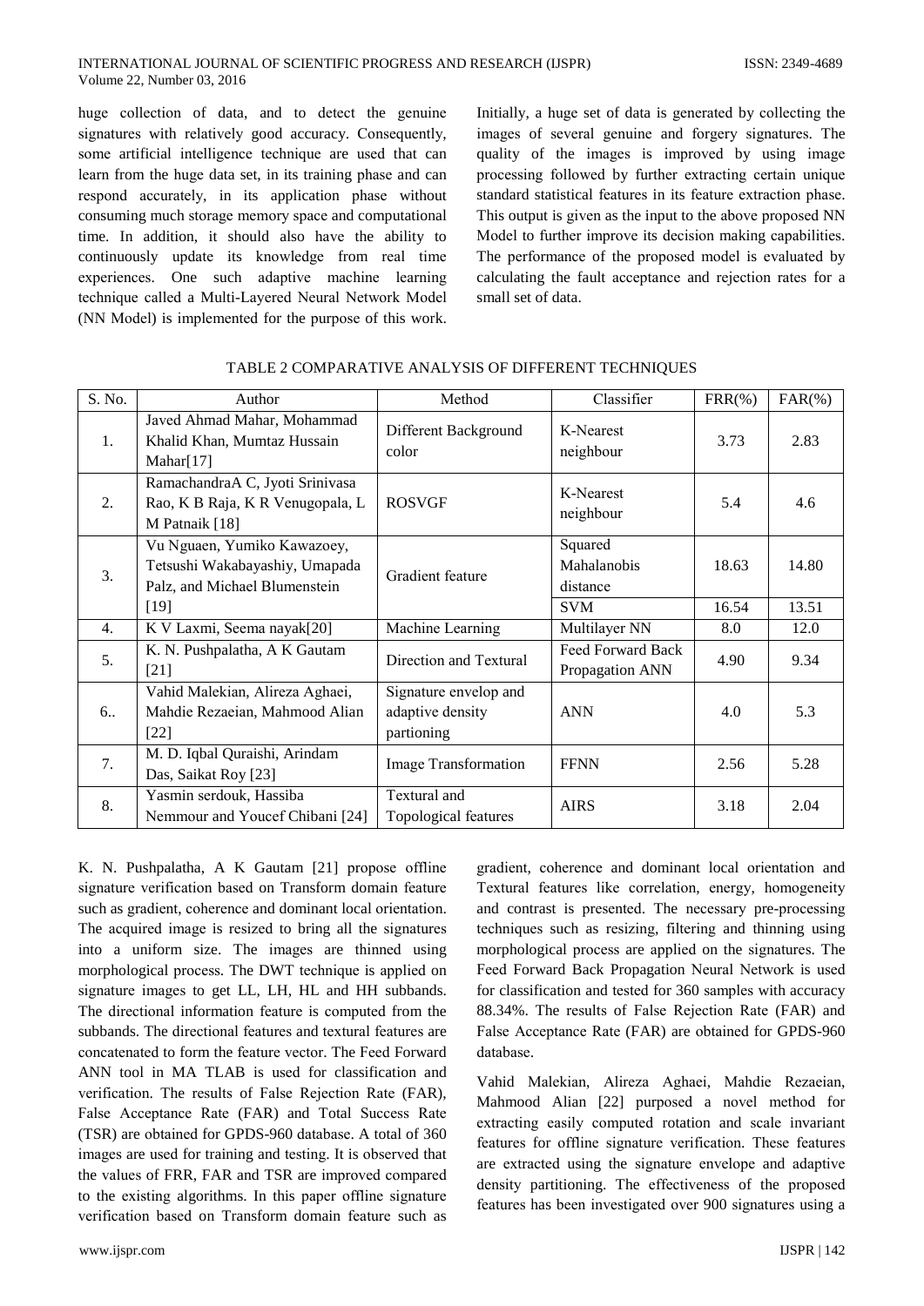huge collection of data, and to detect the genuine signatures with relatively good accuracy. Consequently, some artificial intelligence technique are used that can learn from the huge data set, in its training phase and can respond accurately, in its application phase without consuming much storage memory space and computational time. In addition, it should also have the ability to continuously update its knowledge from real time experiences. One such adaptive machine learning technique called a Multi-Layered Neural Network Model (NN Model) is implemented for the purpose of this work. Initially, a huge set of data is generated by collecting the images of several genuine and forgery signatures. The quality of the images is improved by using image processing followed by further extracting certain unique standard statistical features in its feature extraction phase. This output is given as the input to the above proposed NN Model to further improve its decision making capabilities. The performance of the proposed model is evaluated by calculating the fault acceptance and rejection rates for a small set of data.

TABLE 2 COMPARATIVE ANALYSIS OF DIFFERENT TECHNIQUES

| S. No. | Author | Method | Classifier | FRR(%) | FAR(%) |
|---|---|---|---|---|---|
| 1. | Javed Ahmad Mahar, Mohammad Khalid Khan, Mumtaz Hussain Mahar[17] | Different Background color | K-Nearest neighbour | 3.73 | 2.83 |
| 2. | RamachandraA C, Jyoti Srinivasa Rao, K B Raja, K R Venugopala, L M Patnaik [18] | ROSVGF | K-Nearest neighbour | 5.4 | 4.6 |
| 3. | Vu Nguaen, Yumiko Kawazoey, Tetsushi Wakabayashiy, Umapada Palz, and Michael Blumenstein [19] | Gradient feature | Squared Mahalanobis distance | 18.63 | 14.80 |
| | | | SVM | 16.54 | 13.51 |
| 4. | K V Laxmi, Seema nayak[20] | Machine Learning | Multilayer NN | 8.0 | 12.0 |
| 5. | K. N. Pushpalatha, A K Gautam [21] | Direction and Textural | Feed Forward Back Propagation ANN | 4.90 | 9.34 |
| 6.. | Vahid Malekian, Alireza Aghaei, Mahdie Rezaeian, Mahmood Alian [22] | Signature envelop and adaptive density partioning | ANN | 4.0 | 5.3 |
| 7. | M. D. Iqbal Quraishi, Arindam Das, Saikat Roy [23] | Image Transformation | FFNN | 2.56 | 5.28 |
| 8. | Yasmin serdouk, Hassiba Nemmour and Youcef Chibani [24] | Textural and Topological features | AIRS | 3.18 | 2.04 |

K. N. Pushpalatha, A K Gautam [21] propose offline signature verification based on Transform domain feature such as gradient, coherence and dominant local orientation. The acquired image is resized to bring all the signatures into a uniform size. The images are thinned using morphological process. The DWT technique is applied on signature images to get LL, LH, HL and HH subbands. The directional information feature is computed from the subbands. The directional features and textural features are concatenated to form the feature vector. The Feed Forward ANN tool in MA TLAB is used for classification and verification. The results of False Rejection Rate (FAR), False Acceptance Rate (FAR) and Total Success Rate (TSR) are obtained for GPDS-960 database. A total of 360 images are used for training and testing. It is observed that the values of FRR, FAR and TSR are improved compared to the existing algorithms. In this paper offline signature verification based on Transform domain feature such as gradient, coherence and dominant local orientation and Textural features like correlation, energy, homogeneity and contrast is presented. The necessary pre-processing techniques such as resizing, filtering and thinning using morphological process are applied on the signatures. The Feed Forward Back Propagation Neural Network is used for classification and tested for 360 samples with accuracy 88.34%. The results of False Rejection Rate (FAR) and False Acceptance Rate (FAR) are obtained for GPDS-960 database.

Vahid Malekian, Alireza Aghaei, Mahdie Rezaeian, Mahmood Alian [22] purposed a novel method for extracting easily computed rotation and scale invariant features for offline signature verification. These features are extracted using the signature envelope and adaptive density partitioning. The effectiveness of the proposed features has been investigated over 900 signatures using a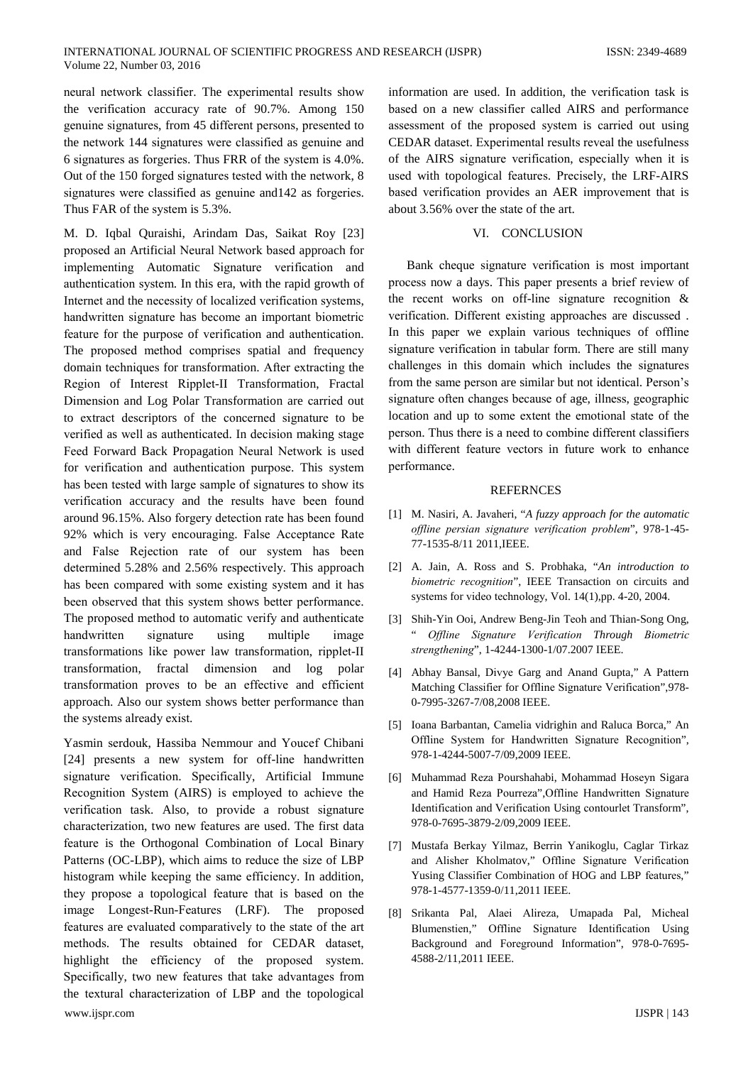neural network classifier. The experimental results show the verification accuracy rate of 90.7%. Among 150 genuine signatures, from 45 different persons, presented to the network 144 signatures were classified as genuine and 6 signatures as forgeries. Thus FRR of the system is 4.0%. Out of the 150 forged signatures tested with the network, 8 signatures were classified as genuine and142 as forgeries. Thus FAR of the system is 5.3%.

M. D. Iqbal Quraishi, Arindam Das, Saikat Roy [23] proposed an Artificial Neural Network based approach for implementing Automatic Signature verification and authentication system. In this era, with the rapid growth of Internet and the necessity of localized verification systems, handwritten signature has become an important biometric feature for the purpose of verification and authentication. The proposed method comprises spatial and frequency domain techniques for transformation. After extracting the Region of Interest Ripplet-II Transformation, Fractal Dimension and Log Polar Transformation are carried out to extract descriptors of the concerned signature to be verified as well as authenticated. In decision making stage Feed Forward Back Propagation Neural Network is used for verification and authentication purpose. This system has been tested with large sample of signatures to show its verification accuracy and the results have been found around 96.15%. Also forgery detection rate has been found 92% which is very encouraging. False Acceptance Rate and False Rejection rate of our system has been determined 5.28% and 2.56% respectively. This approach has been compared with some existing system and it has been observed that this system shows better performance. The proposed method to automatic verify and authenticate handwritten signature using multiple image transformations like power law transformation, ripplet-II transformation, fractal dimension and log polar transformation proves to be an effective and efficient approach. Also our system shows better performance than the systems already exist.

Yasmin serdouk, Hassiba Nemmour and Youcef Chibani [24] presents a new system for off-line handwritten signature verification. Specifically, Artificial Immune Recognition System (AIRS) is employed to achieve the verification task. Also, to provide a robust signature characterization, two new features are used. The first data feature is the Orthogonal Combination of Local Binary Patterns (OC-LBP), which aims to reduce the size of LBP histogram while keeping the same efficiency. In addition, they propose a topological feature that is based on the image Longest-Run-Features (LRF). The proposed features are evaluated comparatively to the state of the art methods. The results obtained for CEDAR dataset, highlight the efficiency of the proposed system. Specifically, two new features that take advantages from the textural characterization of LBP and the topological information are used. In addition, the verification task is based on a new classifier called AIRS and performance assessment of the proposed system is carried out using CEDAR dataset. Experimental results reveal the usefulness of the AIRS signature verification, especially when it is used with topological features. Precisely, the LRF-AIRS based verification provides an AER improvement that is about 3.56% over the state of the art.

## VI. CONCLUSION

Bank cheque signature verification is most important process now a days. This paper presents a brief review of the recent works on off-line signature recognition & verification. Different existing approaches are discussed . In this paper we explain various techniques of offline signature verification in tabular form. There are still many challenges in this domain which includes the signatures from the same person are similar but not identical. Person's signature often changes because of age, illness, geographic location and up to some extent the emotional state of the person. Thus there is a need to combine different classifiers with different feature vectors in future work to enhance performance.

## REFERNCES

[1] M. Nasiri, A. Javaheri, "*A fuzzy approach for the automatic offline persian signature verification problem*", 978-1-45-77-1535-8/11 2011,IEEE.

[2] A. Jain, A. Ross and S. Probhaka, "*An introduction to biometric recognition*", IEEE Transaction on circuits and systems for video technology, Vol. 14(1),pp. 4-20, 2004.

[3] Shih-Yin Ooi, Andrew Beng-Jin Teoh and Thian-Song Ong, " *Offline Signature Verification Through Biometric strengthening*", 1-4244-1300-1/07.2007 IEEE.

[4] Abhay Bansal, Divye Garg and Anand Gupta," A Pattern Matching Classifier for Offline Signature Verification",978-0-7995-3267-7/08,2008 IEEE.

[5] Ioana Barbantan, Camelia vidrighin and Raluca Borca," An Offline System for Handwritten Signature Recognition", 978-1-4244-5007-7/09,2009 IEEE.

[6] Muhammad Reza Pourshahabi, Mohammad Hoseyn Sigara and Hamid Reza Pourreza",Offline Handwritten Signature Identification and Verification Using contourlet Transform", 978-0-7695-3879-2/09,2009 IEEE.

[7] Mustafa Berkay Yilmaz, Berrin Yanikoglu, Caglar Tirkaz and Alisher Kholmatov," Offline Signature Verification Yusing Classifier Combination of HOG and LBP features," 978-1-4577-1359-0/11,2011 IEEE.

[8] Srikanta Pal, Alaei Alireza, Umapada Pal, Micheal Blumenstien," Offline Signature Identification Using Background and Foreground Information", 978-0-7695-4588-2/11,2011 IEEE.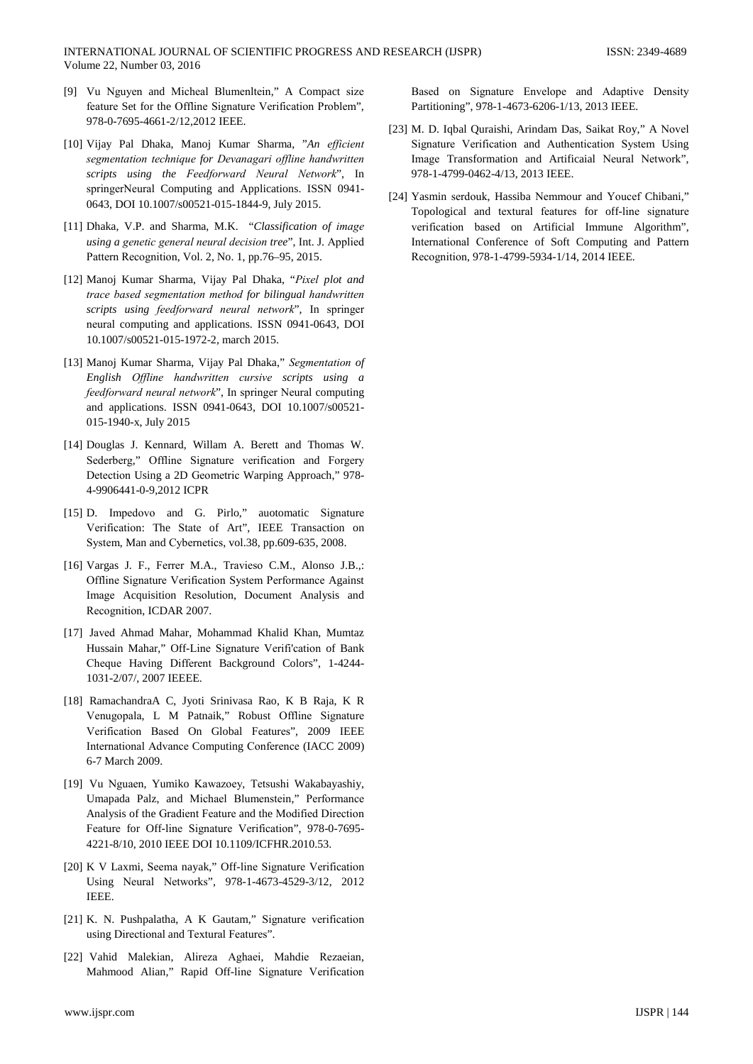[9] Vu Nguyen and Micheal Blumenltein," A Compact size feature Set for the Offline Signature Verification Problem", 978-0-7695-4661-2/12,2012 IEEE.

[10] Vijay Pal Dhaka, Manoj Kumar Sharma, "*An efficient segmentation technique for Devanagari offline handwritten scripts using the Feedforward Neural Network*", In springerNeural Computing and Applications. ISSN 0941-0643, DOI 10.1007/s00521-015-1844-9, July 2015.

[11] Dhaka, V.P. and Sharma, M.K. "*Classification of image using a genetic general neural decision tree*", Int. J. Applied Pattern Recognition, Vol. 2, No. 1, pp.76–95, 2015.

[12] Manoj Kumar Sharma, Vijay Pal Dhaka, "*Pixel plot and trace based segmentation method for bilingual handwritten scripts using feedforward neural network*", In springer neural computing and applications. ISSN 0941-0643, DOI 10.1007/s00521-015-1972-2, march 2015.

[13] Manoj Kumar Sharma, Vijay Pal Dhaka," *Segmentation of English Offline handwritten cursive scripts using a feedforward neural network*", In springer Neural computing and applications. ISSN 0941-0643, DOI 10.1007/s00521-015-1940-x, July 2015

[14] Douglas J. Kennard, Willam A. Berett and Thomas W. Sederberg," Offline Signature verification and Forgery Detection Using a 2D Geometric Warping Approach," 978-4-9906441-0-9,2012 ICPR

[15] D. Impedovo and G. Pirlo," auotomatic Signature Verification: The State of Art", IEEE Transaction on System, Man and Cybernetics, vol.38, pp.609-635, 2008.

[16] Vargas J. F., Ferrer M.A., Travieso C.M., Alonso J.B.,: Offline Signature Verification System Performance Against Image Acquisition Resolution, Document Analysis and Recognition, ICDAR 2007.

[17] Javed Ahmad Mahar, Mohammad Khalid Khan, Mumtaz Hussain Mahar," Off-Line Signature Verifi'cation of Bank Cheque Having Different Background Colors", 1-4244-1031-2/07/, 2007 IEEEE.

[18] RamachandraA C, Jyoti Srinivasa Rao, K B Raja, K R Venugopala, L M Patnaik," Robust Offline Signature Verification Based On Global Features", 2009 IEEE International Advance Computing Conference (IACC 2009) 6-7 March 2009.

[19] Vu Nguaen, Yumiko Kawazoey, Tetsushi Wakabayashiy, Umapada Palz, and Michael Blumenstein," Performance Analysis of the Gradient Feature and the Modified Direction Feature for Off-line Signature Verification", 978-0-7695-4221-8/10, 2010 IEEE DOI 10.1109/ICFHR.2010.53.

[20] K V Laxmi, Seema nayak," Off-line Signature Verification Using Neural Networks", 978-1-4673-4529-3/12, 2012 IEEE.

[21] K. N. Pushpalatha, A K Gautam," Signature verification using Directional and Textural Features".

[22] Vahid Malekian, Alireza Aghaei, Mahdie Rezaeian, Mahmood Alian," Rapid Off-line Signature Verification Based on Signature Envelope and Adaptive Density Partitioning", 978-1-4673-6206-1/13, 2013 IEEE.

[23] M. D. Iqbal Quraishi, Arindam Das, Saikat Roy," A Novel Signature Verification and Authentication System Using Image Transformation and Artificaial Neural Network", 978-1-4799-0462-4/13, 2013 IEEE.

[24] Yasmin serdouk, Hassiba Nemmour and Youcef Chibani," Topological and textural features for off-line signature verification based on Artificial Immune Algorithm", International Conference of Soft Computing and Pattern Recognition, 978-1-4799-5934-1/14, 2014 IEEE.